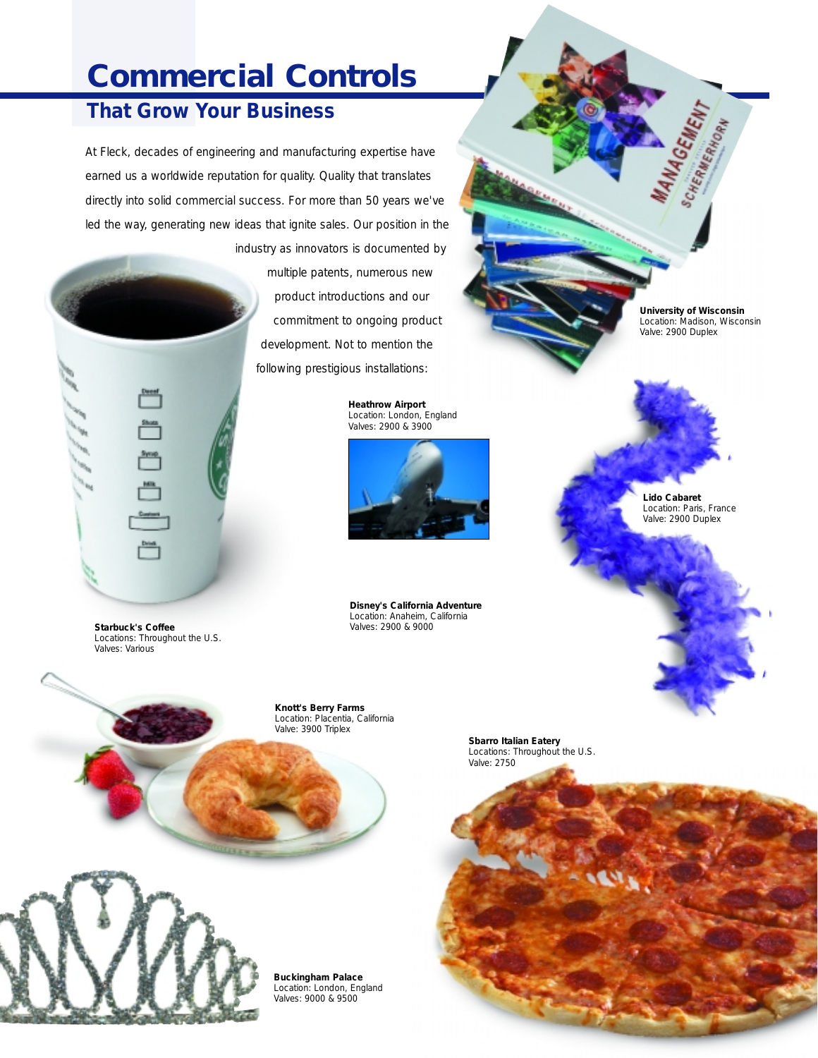# Commercial Controls

## That Grow Your Business

At Fleck, decades of engineering and manufacturing expertise have earned us a worldwide reputation for quality. Quality that translates directly into solid commercial success. For more than 50 years we've led the way, generating new ideas that ignite sales. Our position in the industry as innovators is documented by multiple patents, numerous new product introductions and our commitment to ongoing product development. Not to mention the following prestigious installations:

**University of Wisconsin**
Location: Madison, Wisconsin
Valve: 2900 Duplex

**Heathrow Airport**
Location: London, England
Valves: 2900 & 3900

**Lido Cabaret**
Location: Paris, France
Valve: 2900 Duplex

**Disney's California Adventure**
Location: Anaheim, California
Valves: 2900 & 9000

**Starbuck's Coffee**
Locations: Throughout the U.S.
Valves: Various

**Knott's Berry Farms**
Location: Placentia, California
Valve: 3900 Triplex

**Sbarro Italian Eatery**
Locations: Throughout the U.S.
Valve: 2750

**Buckingham Palace**
Location: London, England
Valves: 9000 & 9500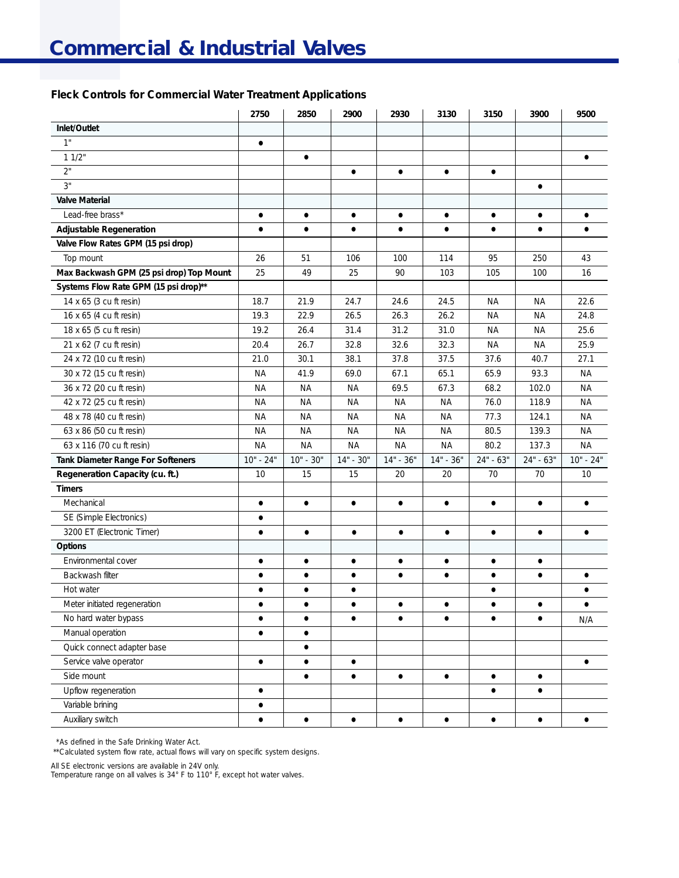# Commercial & Industrial Valves

### Fleck Controls for Commercial Water Treatment Applications

| | 2750 | 2850 | 2900 | 2930 | 3130 | 3150 | 3900 | 9500 |
|---|---|---|---|---|---|---|---|---|
| **Inlet/Outlet** | | | | | | | | |
| 1" | • | | | | | | | |
| 1 1/2" | | • | | | | | | • |
| 2" | | | • | • | • | • | | |
| 3" | | | | | | | • | |
| **Valve Material** | | | | | | | | |
| Lead-free brass* | • | • | • | • | • | • | • | • |
| **Adjustable Regeneration** | • | • | • | • | • | • | • | • |
| **Valve Flow Rates GPM (15 psi drop)** | | | | | | | | |
| Top mount | 26 | 51 | 106 | 100 | 114 | 95 | 250 | 43 |
| **Max Backwash GPM (25 psi drop) Top Mount** | 25 | 49 | 25 | 90 | 103 | 105 | 100 | 16 |
| **Systems Flow Rate GPM (15 psi drop)**** | | | | | | | | |
| 14 x 65 (3 cu ft resin) | 18.7 | 21.9 | 24.7 | 24.6 | 24.5 | NA | NA | 22.6 |
| 16 x 65 (4 cu ft resin) | 19.3 | 22.9 | 26.5 | 26.3 | 26.2 | NA | NA | 24.8 |
| 18 x 65 (5 cu ft resin) | 19.2 | 26.4 | 31.4 | 31.2 | 31.0 | NA | NA | 25.6 |
| 21 x 62 (7 cu ft resin) | 20.4 | 26.7 | 32.8 | 32.6 | 32.3 | NA | NA | 25.9 |
| 24 x 72 (10 cu ft resin) | 21.0 | 30.1 | 38.1 | 37.8 | 37.5 | 37.6 | 40.7 | 27.1 |
| 30 x 72 (15 cu ft resin) | NA | 41.9 | 69.0 | 67.1 | 65.1 | 65.9 | 93.3 | NA |
| 36 x 72 (20 cu ft resin) | NA | NA | NA | 69.5 | 67.3 | 68.2 | 102.0 | NA |
| 42 x 72 (25 cu ft resin) | NA | NA | NA | NA | NA | 76.0 | 118.9 | NA |
| 48 x 78 (40 cu ft resin) | NA | NA | NA | NA | NA | 77.3 | 124.1 | NA |
| 63 x 86 (50 cu ft resin) | NA | NA | NA | NA | NA | 80.5 | 139.3 | NA |
| 63 x 116 (70 cu ft resin) | NA | NA | NA | NA | NA | 80.2 | 137.3 | NA |
| **Tank Diameter Range For Softeners** | 10" - 24" | 10" - 30" | 14" - 30" | 14" - 36" | 14" - 36" | 24" - 63" | 24" - 63" | 10" - 24" |
| **Regeneration Capacity (cu. ft.)** | 10 | 15 | 15 | 20 | 20 | 70 | 70 | 10 |
| **Timers** | | | | | | | | |
| Mechanical | • | • | • | • | • | • | • | • |
| SE (Simple Electronics) | • | | | | | | | |
| 3200 ET (Electronic Timer) | • | • | • | • | • | • | • | • |
| **Options** | | | | | | | | |
| Environmental cover | • | • | • | • | • | • | • | |
| Backwash filter | • | • | • | • | • | • | • | • |
| Hot water | • | • | • | | | • | | • |
| Meter initiated regeneration | • | • | • | • | • | • | • | • |
| No hard water bypass | • | • | • | • | • | • | • | N/A |
| Manual operation | • | • | | | | | | |
| Quick connect adapter base | | • | | | | | | |
| Service valve operator | • | • | • | | | | | • |
| Side mount | | • | • | • | • | • | • | |
| Upflow regeneration | • | | | | | • | • | |
| Variable brining | • | | | | | | | |
| Auxiliary switch | • | • | • | • | • | • | • | • |

*As defined in the Safe Drinking Water Act.
**Calculated system flow rate, actual flows will vary on specific system designs.

All SE electronic versions are available in 24V only.
Temperature range on all valves is 34° F to 110° F, except hot water valves.